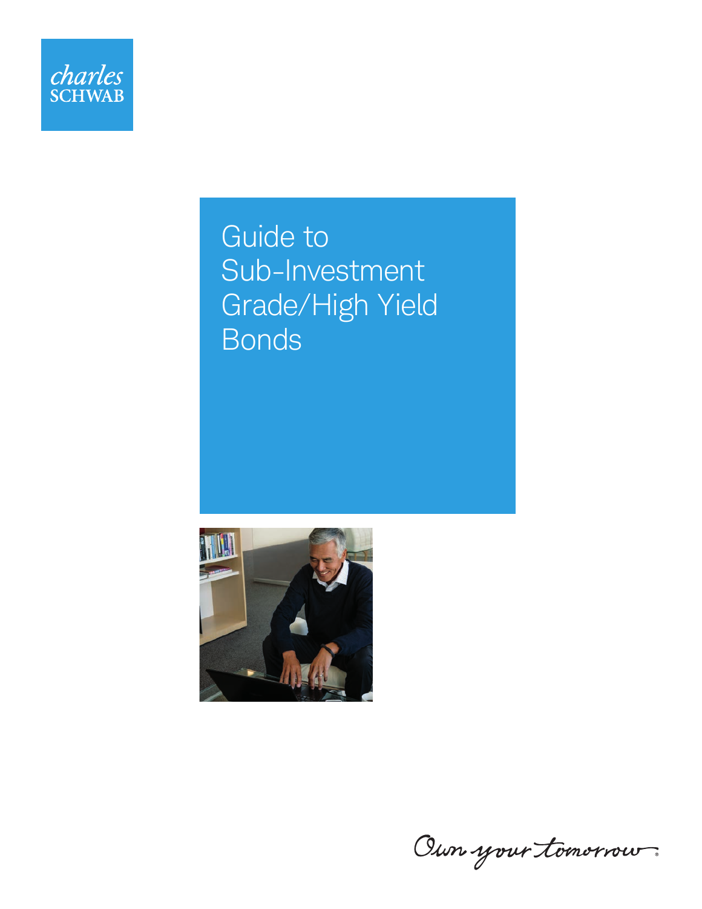charles SCHWAB

# Guide to Sub-Investment Grade/High Yield Bonds

Own your tomorrow.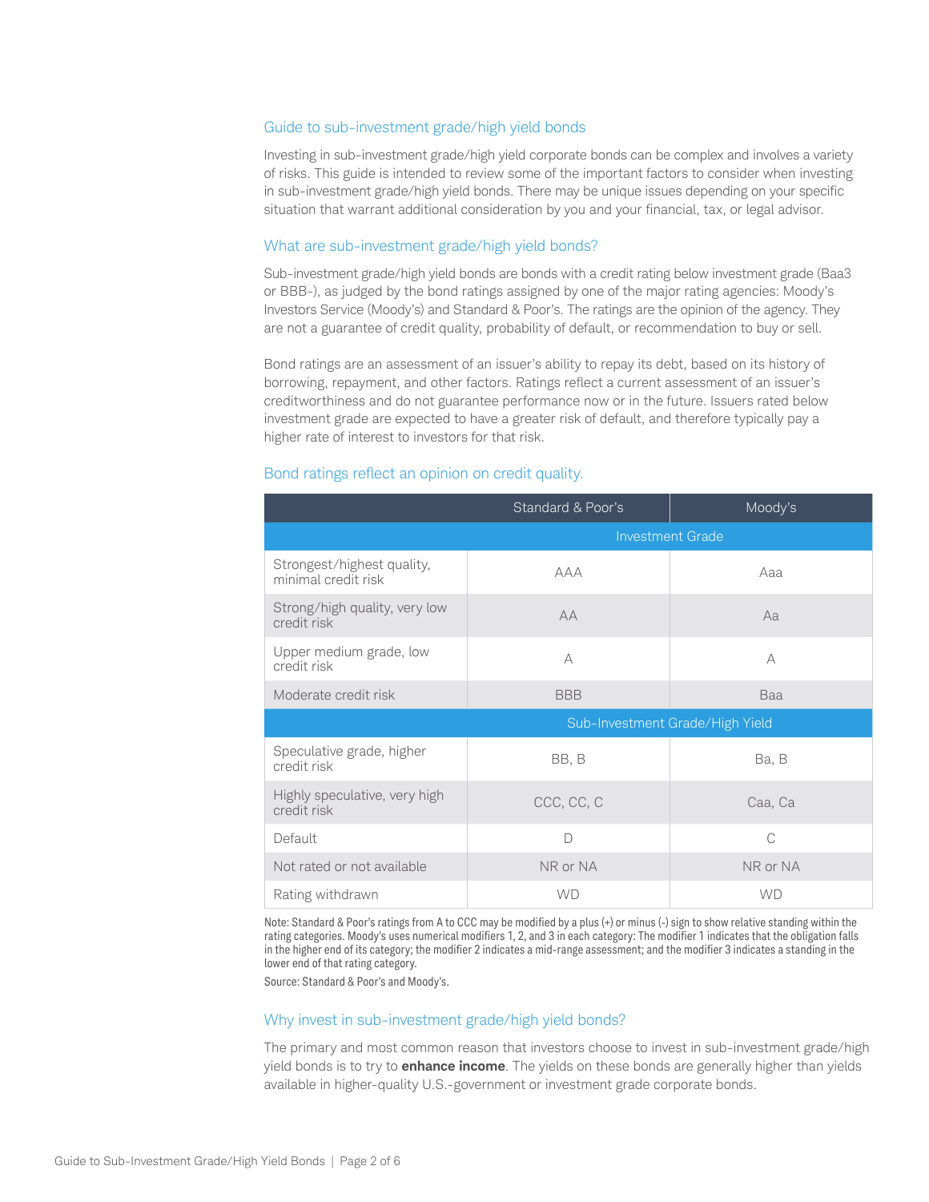## Guide to sub-investment grade/high yield bonds

Investing in sub-investment grade/high yield corporate bonds can be complex and involves a variety of risks. This guide is intended to review some of the important factors to consider when investing in sub-investment grade/high yield bonds. There may be unique issues depending on your specific situation that warrant additional consideration by you and your financial, tax, or legal advisor.

## What are sub-investment grade/high yield bonds?

Sub-investment grade/high yield bonds are bonds with a credit rating below investment grade (Baa3 or BBB-), as judged by the bond ratings assigned by one of the major rating agencies: Moody's Investors Service (Moody's) and Standard & Poor's. The ratings are the opinion of the agency. They are not a guarantee of credit quality, probability of default, or recommendation to buy or sell.

Bond ratings are an assessment of an issuer's ability to repay its debt, based on its history of borrowing, repayment, and other factors. Ratings reflect a current assessment of an issuer's creditworthiness and do not guarantee performance now or in the future. Issuers rated below investment grade are expected to have a greater risk of default, and therefore typically pay a higher rate of interest to investors for that risk.

### Bond ratings reflect an opinion on credit quality.

| | Standard & Poor's | Moody's |
|---|---|---|
| **Investment Grade** | | |
| Strongest/highest quality, minimal credit risk | AAA | Aaa |
| Strong/high quality, very low credit risk | AA | Aa |
| Upper medium grade, low credit risk | A | A |
| Moderate credit risk | BBB | Baa |
| **Sub-Investment Grade/High Yield** | | |
| Speculative grade, higher credit risk | BB, B | Ba, B |
| Highly speculative, very high credit risk | CCC, CC, C | Caa, Ca |
| Default | D | C |
| Not rated or not available | NR or NA | NR or NA |
| Rating withdrawn | WD | WD |

Note: Standard & Poor's ratings from A to CCC may be modified by a plus (+) or minus (-) sign to show relative standing within the rating categories. Moody's uses numerical modifiers 1, 2, and 3 in each category: The modifier 1 indicates that the obligation falls in the higher end of its category; the modifier 2 indicates a mid-range assessment; and the modifier 3 indicates a standing in the lower end of that rating category.

Source: Standard & Poor's and Moody's.

## Why invest in sub-investment grade/high yield bonds?

The primary and most common reason that investors choose to invest in sub-investment grade/high yield bonds is to try to **enhance income**. The yields on these bonds are generally higher than yields available in higher-quality U.S.-government or investment grade corporate bonds.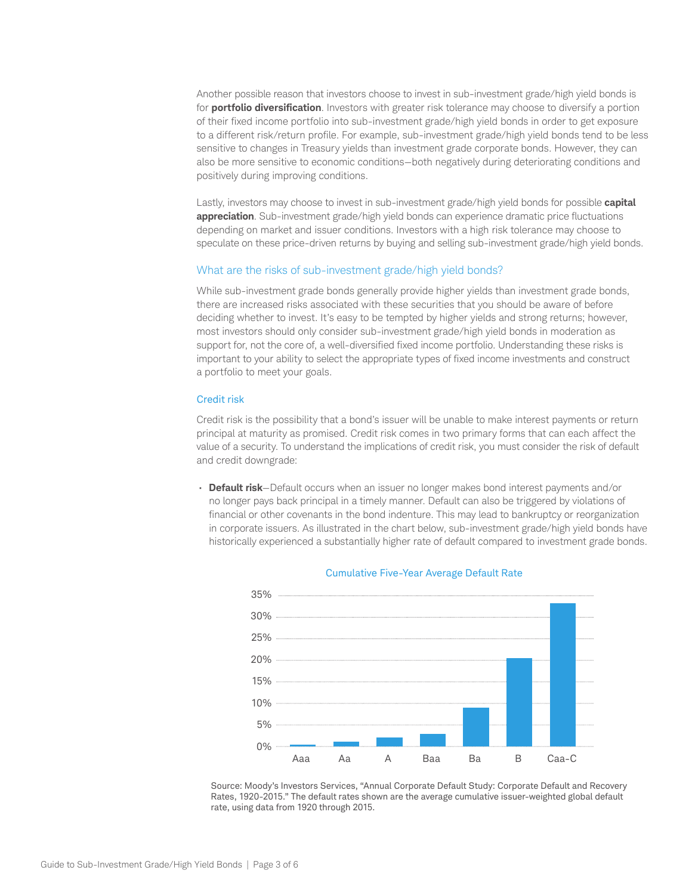Another possible reason that investors choose to invest in sub-investment grade/high yield bonds is for **portfolio diversification**. Investors with greater risk tolerance may choose to diversify a portion of their fixed income portfolio into sub-investment grade/high yield bonds in order to get exposure to a different risk/return profile. For example, sub-investment grade/high yield bonds tend to be less sensitive to changes in Treasury yields than investment grade corporate bonds. However, they can also be more sensitive to economic conditions—both negatively during deteriorating conditions and positively during improving conditions.

Lastly, investors may choose to invest in sub-investment grade/high yield bonds for possible **capital appreciation**. Sub-investment grade/high yield bonds can experience dramatic price fluctuations depending on market and issuer conditions. Investors with a high risk tolerance may choose to speculate on these price-driven returns by buying and selling sub-investment grade/high yield bonds.

## What are the risks of sub-investment grade/high yield bonds?

While sub-investment grade bonds generally provide higher yields than investment grade bonds, there are increased risks associated with these securities that you should be aware of before deciding whether to invest. It's easy to be tempted by higher yields and strong returns; however, most investors should only consider sub-investment grade/high yield bonds in moderation as support for, not the core of, a well-diversified fixed income portfolio. Understanding these risks is important to your ability to select the appropriate types of fixed income investments and construct a portfolio to meet your goals.

### Credit risk

Credit risk is the possibility that a bond's issuer will be unable to make interest payments or return principal at maturity as promised. Credit risk comes in two primary forms that can each affect the value of a security. To understand the implications of credit risk, you must consider the risk of default and credit downgrade:

- **Default risk**—Default occurs when an issuer no longer makes bond interest payments and/or no longer pays back principal in a timely manner. Default can also be triggered by violations of financial or other covenants in the bond indenture. This may lead to bankruptcy or reorganization in corporate issuers. As illustrated in the chart below, sub-investment grade/high yield bonds have historically experienced a substantially higher rate of default compared to investment grade bonds.

Cumulative Five-Year Average Default Rate

35%
30%
25%
20%
15%
10%
5%
0%

Aaa Aa A Baa Ba B Caa-C

Source: Moody's Investors Services, "Annual Corporate Default Study: Corporate Default and Recovery Rates, 1920-2015." The default rates shown are the average cumulative issuer-weighted global default rate, using data from 1920 through 2015.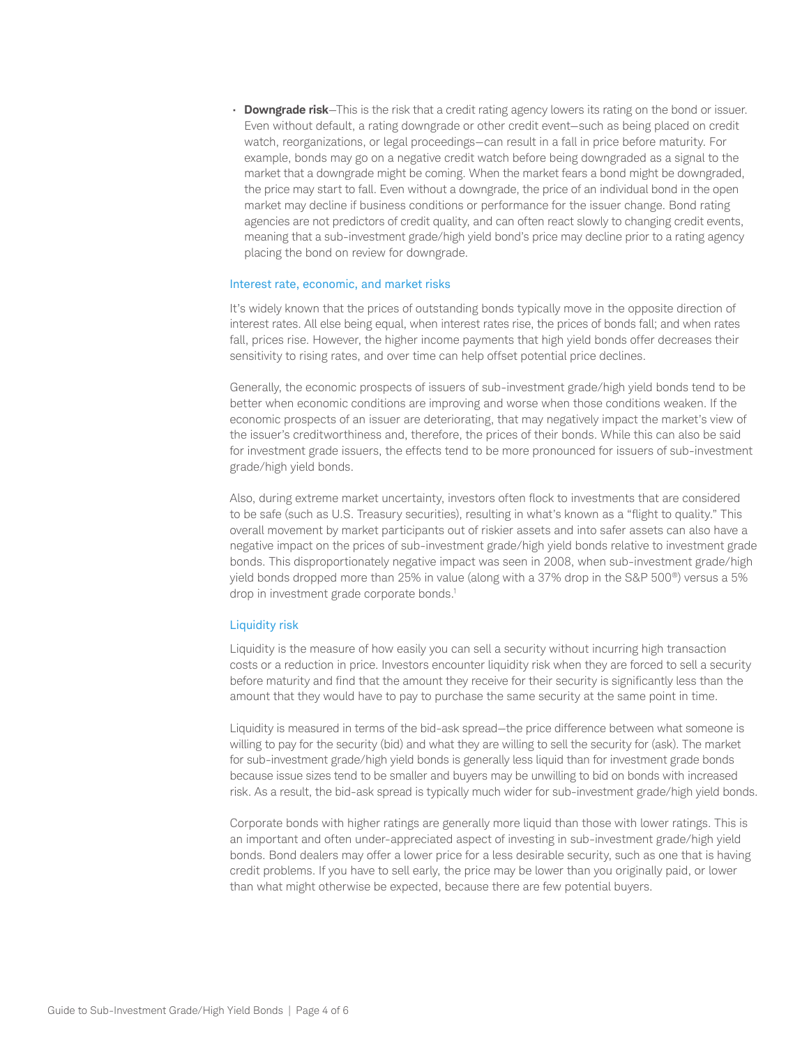- **Downgrade risk**—This is the risk that a credit rating agency lowers its rating on the bond or issuer. Even without default, a rating downgrade or other credit event—such as being placed on credit watch, reorganizations, or legal proceedings—can result in a fall in price before maturity. For example, bonds may go on a negative credit watch before being downgraded as a signal to the market that a downgrade might be coming. When the market fears a bond might be downgraded, the price may start to fall. Even without a downgrade, the price of an individual bond in the open market may decline if business conditions or performance for the issuer change. Bond rating agencies are not predictors of credit quality, and can often react slowly to changing credit events, meaning that a sub-investment grade/high yield bond's price may decline prior to a rating agency placing the bond on review for downgrade.

### Interest rate, economic, and market risks

It's widely known that the prices of outstanding bonds typically move in the opposite direction of interest rates. All else being equal, when interest rates rise, the prices of bonds fall; and when rates fall, prices rise. However, the higher income payments that high yield bonds offer decreases their sensitivity to rising rates, and over time can help offset potential price declines.

Generally, the economic prospects of issuers of sub-investment grade/high yield bonds tend to be better when economic conditions are improving and worse when those conditions weaken. If the economic prospects of an issuer are deteriorating, that may negatively impact the market's view of the issuer's creditworthiness and, therefore, the prices of their bonds. While this can also be said for investment grade issuers, the effects tend to be more pronounced for issuers of sub-investment grade/high yield bonds.

Also, during extreme market uncertainty, investors often flock to investments that are considered to be safe (such as U.S. Treasury securities), resulting in what's known as a "flight to quality." This overall movement by market participants out of riskier assets and into safer assets can also have a negative impact on the prices of sub-investment grade/high yield bonds relative to investment grade bonds. This disproportionately negative impact was seen in 2008, when sub-investment grade/high yield bonds dropped more than 25% in value (along with a 37% drop in the S&P 500®) versus a 5% drop in investment grade corporate bonds.[1]

### Liquidity risk

Liquidity is the measure of how easily you can sell a security without incurring high transaction costs or a reduction in price. Investors encounter liquidity risk when they are forced to sell a security before maturity and find that the amount they receive for their security is significantly less than the amount that they would have to pay to purchase the same security at the same point in time.

Liquidity is measured in terms of the bid-ask spread—the price difference between what someone is willing to pay for the security (bid) and what they are willing to sell the security for (ask). The market for sub-investment grade/high yield bonds is generally less liquid than for investment grade bonds because issue sizes tend to be smaller and buyers may be unwilling to bid on bonds with increased risk. As a result, the bid-ask spread is typically much wider for sub-investment grade/high yield bonds.

Corporate bonds with higher ratings are generally more liquid than those with lower ratings. This is an important and often under-appreciated aspect of investing in sub-investment grade/high yield bonds. Bond dealers may offer a lower price for a less desirable security, such as one that is having credit problems. If you have to sell early, the price may be lower than you originally paid, or lower than what might otherwise be expected, because there are few potential buyers.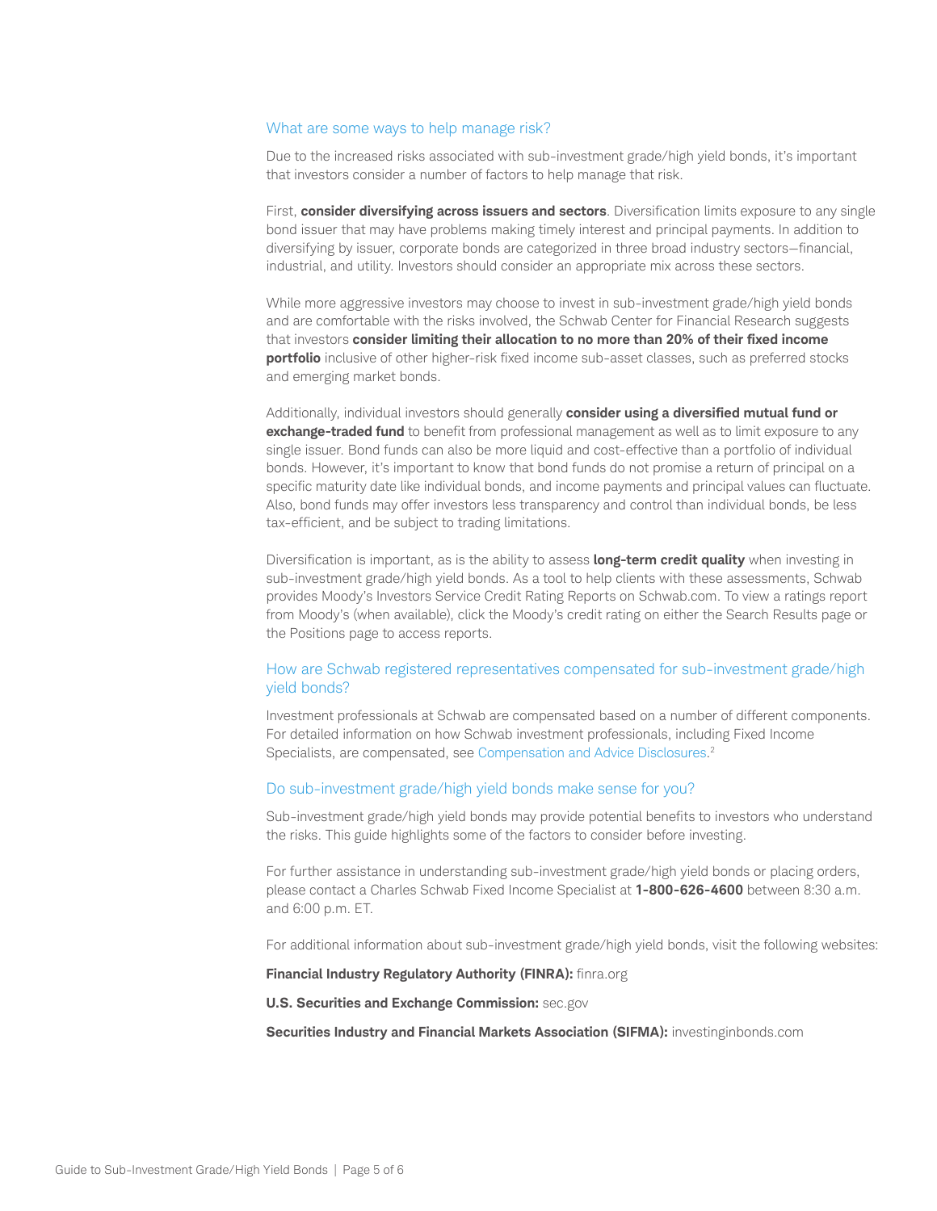## What are some ways to help manage risk?

Due to the increased risks associated with sub-investment grade/high yield bonds, it's important that investors consider a number of factors to help manage that risk.

First, **consider diversifying across issuers and sectors**. Diversification limits exposure to any single bond issuer that may have problems making timely interest and principal payments. In addition to diversifying by issuer, corporate bonds are categorized in three broad industry sectors—financial, industrial, and utility. Investors should consider an appropriate mix across these sectors.

While more aggressive investors may choose to invest in sub-investment grade/high yield bonds and are comfortable with the risks involved, the Schwab Center for Financial Research suggests that investors **consider limiting their allocation to no more than 20% of their fixed income portfolio** inclusive of other higher-risk fixed income sub-asset classes, such as preferred stocks and emerging market bonds.

Additionally, individual investors should generally **consider using a diversified mutual fund or exchange-traded fund** to benefit from professional management as well as to limit exposure to any single issuer. Bond funds can also be more liquid and cost-effective than a portfolio of individual bonds. However, it's important to know that bond funds do not promise a return of principal on a specific maturity date like individual bonds, and income payments and principal values can fluctuate. Also, bond funds may offer investors less transparency and control than individual bonds, be less tax-efficient, and be subject to trading limitations.

Diversification is important, as is the ability to assess **long-term credit quality** when investing in sub-investment grade/high yield bonds. As a tool to help clients with these assessments, Schwab provides Moody's Investors Service Credit Rating Reports on Schwab.com. To view a ratings report from Moody's (when available), click the Moody's credit rating on either the Search Results page or the Positions page to access reports.

## How are Schwab registered representatives compensated for sub-investment grade/high yield bonds?

Investment professionals at Schwab are compensated based on a number of different components. For detailed information on how Schwab investment professionals, including Fixed Income Specialists, are compensated, see Compensation and Advice Disclosures.[2]

## Do sub-investment grade/high yield bonds make sense for you?

Sub-investment grade/high yield bonds may provide potential benefits to investors who understand the risks. This guide highlights some of the factors to consider before investing.

For further assistance in understanding sub-investment grade/high yield bonds or placing orders, please contact a Charles Schwab Fixed Income Specialist at **1-800-626-4600** between 8:30 a.m. and 6:00 p.m. ET.

For additional information about sub-investment grade/high yield bonds, visit the following websites:

**Financial Industry Regulatory Authority (FINRA):** finra.org

**U.S. Securities and Exchange Commission:** sec.gov

**Securities Industry and Financial Markets Association (SIFMA):** investinginbonds.com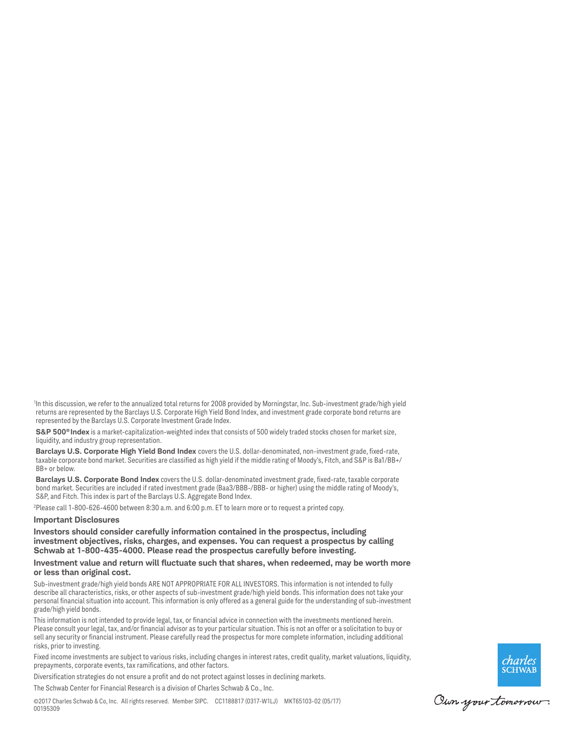[1]In this discussion, we refer to the annualized total returns for 2008 provided by Morningstar, Inc. Sub-investment grade/high yield returns are represented by the Barclays U.S. Corporate High Yield Bond Index, and investment grade corporate bond returns are represented by the Barclays U.S. Corporate Investment Grade Index.

**S&P 500® Index** is a market-capitalization-weighted index that consists of 500 widely traded stocks chosen for market size, liquidity, and industry group representation.

**Barclays U.S. Corporate High Yield Bond Index** covers the U.S. dollar-denominated, non-investment grade, fixed-rate, taxable corporate bond market. Securities are classified as high yield if the middle rating of Moody's, Fitch, and S&P is Ba1/BB+/BB+ or below.

**Barclays U.S. Corporate Bond Index** covers the U.S. dollar-denominated investment grade, fixed-rate, taxable corporate bond market. Securities are included if rated investment grade (Baa3/BBB-/BBB- or higher) using the middle rating of Moody's, S&P, and Fitch. This index is part of the Barclays U.S. Aggregate Bond Index.

[2]Please call 1-800-626-4600 between 8:30 a.m. and 6:00 p.m. ET to learn more or to request a printed copy.

**Important Disclosures**

**Investors should consider carefully information contained in the prospectus, including investment objectives, risks, charges, and expenses. You can request a prospectus by calling Schwab at 1-800-435-4000. Please read the prospectus carefully before investing.**

**Investment value and return will fluctuate such that shares, when redeemed, may be worth more or less than original cost.**

Sub-investment grade/high yield bonds ARE NOT APPROPRIATE FOR ALL INVESTORS. This information is not intended to fully describe all characteristics, risks, or other aspects of sub-investment grade/high yield bonds. This information does not take your personal financial situation into account. This information is only offered as a general guide for the understanding of sub-investment grade/high yield bonds.

This information is not intended to provide legal, tax, or financial advice in connection with the investments mentioned herein. Please consult your legal, tax, and/or financial advisor as to your particular situation. This is not an offer or a solicitation to buy or sell any security or financial instrument. Please carefully read the prospectus for more complete information, including additional risks, prior to investing.

Fixed income investments are subject to various risks, including changes in interest rates, credit quality, market valuations, liquidity, prepayments, corporate events, tax ramifications, and other factors.

Diversification strategies do not ensure a profit and do not protect against losses in declining markets.

The Schwab Center for Financial Research is a division of Charles Schwab & Co., Inc.

©2017 Charles Schwab & Co, Inc. All rights reserved. Member SIPC. CC1188817 (0317-W1LJ) MKT65103-02 (05/17) 00195309

charles SCHWAB

Own your tomorrow.